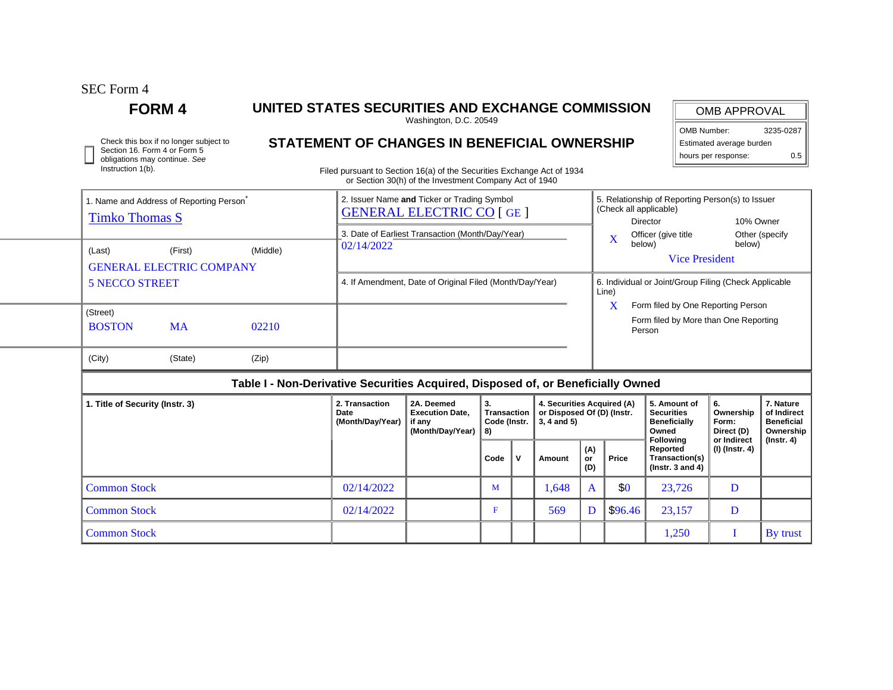SEC Form 4

**FORM 4**

# UNITED STATES SECURITIES AND EXCHANGE COMMISSION

Washington, D.C. 20549

## STATEMENT OF CHANGES IN BENEFICIAL OWNERSHIP

Filed pursuant to Section 16(a) of the Securities Exchange Act of 1934
or Section 30(h) of the Investment Company Act of 1940

| OMB APPROVAL | |
|---|---|
| OMB Number: | 3235-0287 |
| Estimated average burden | |
| hours per response: | 0.5 |

☐ Check this box if no longer subject to Section 16. Form 4 or Form 5 obligations may continue. *See* Instruction 1(b).

1. Name and Address of Reporting Person*
Timko Thomas S

(Last) (First) (Middle)
GENERAL ELECTRIC COMPANY
5 NECCO STREET

(Street)
BOSTON MA 02210

(City) (State) (Zip)

2. Issuer Name **and** Ticker or Trading Symbol
GENERAL ELECTRIC CO [ GE ]

3. Date of Earliest Transaction (Month/Day/Year)
02/14/2022

4. If Amendment, Date of Original Filed (Month/Day/Year)

5. Relationship of Reporting Person(s) to Issuer (Check all applicable)
Director
10% Owner
X Officer (give title below)
Other (specify below)
Vice President

6. Individual or Joint/Group Filing (Check Applicable Line)
X Form filed by One Reporting Person
Form filed by More than One Reporting Person

### Table I - Non-Derivative Securities Acquired, Disposed of, or Beneficially Owned

| 1. Title of Security (Instr. 3) | 2. Transaction Date (Month/Day/Year) | 2A. Deemed Execution Date, if any (Month/Day/Year) | 3. Transaction Code (Instr. 8) | | 4. Securities Acquired (A) or Disposed Of (D) (Instr. 3, 4 and 5) | | | 5. Amount of Securities Beneficially Owned Following Reported Transaction(s) (Instr. 3 and 4) | 6. Ownership Form: Direct (D) or Indirect (I) (Instr. 4) | 7. Nature of Indirect Beneficial Ownership (Instr. 4) |
|---|---|---|---|---|---|---|---|---|---|---|
| | | | Code | V | Amount | (A) or (D) | Price | | | |
| Common Stock | 02/14/2022 | | M | | 1,648 | A | $0 | 23,726 | D | |
| Common Stock | 02/14/2022 | | F | | 569 | D | $96.46 | 23,157 | D | |
| Common Stock | | | | | | | | 1,250 | I | By trust |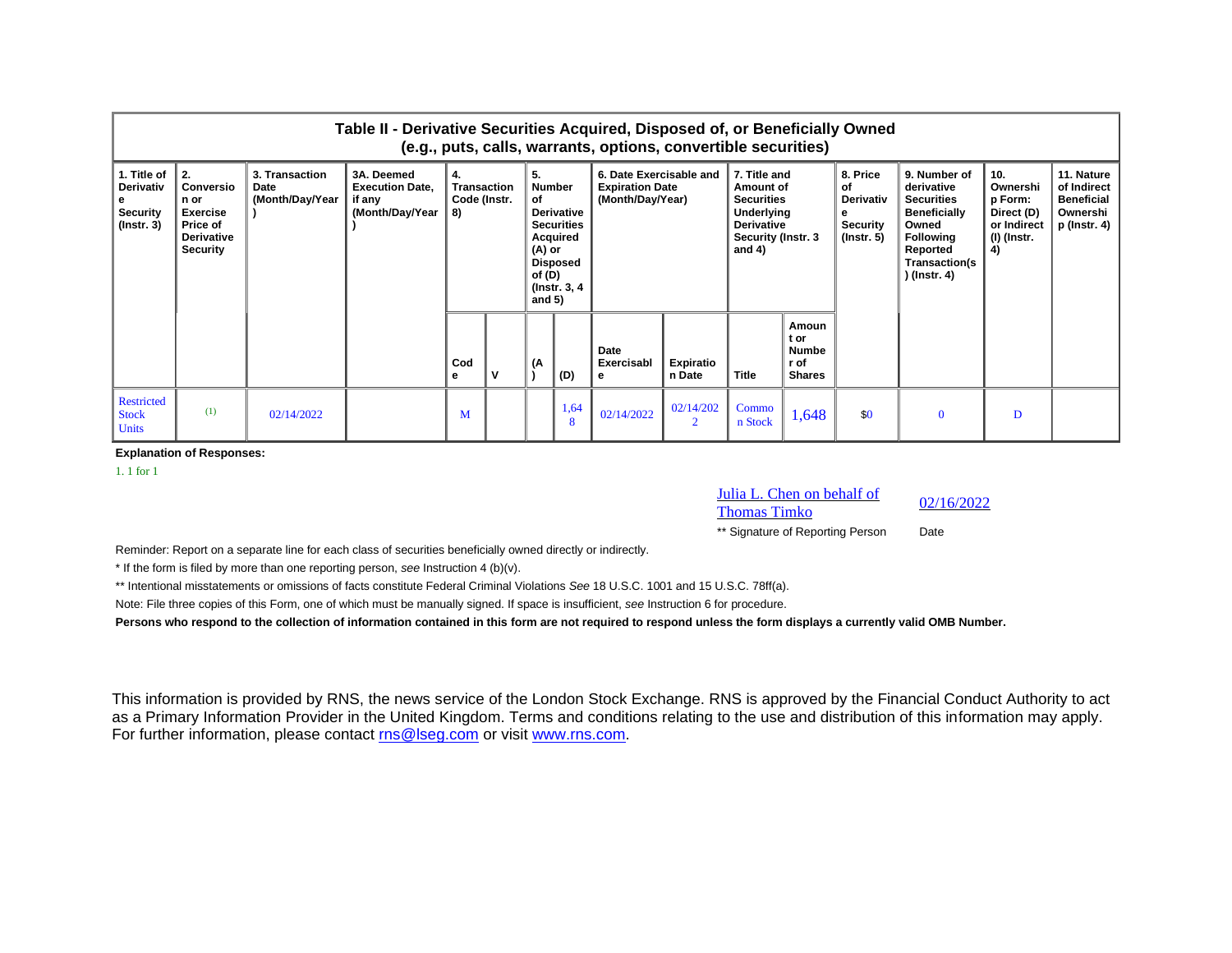**Table II - Derivative Securities Acquired, Disposed of, or Beneficially Owned (e.g., puts, calls, warrants, options, convertible securities)**

| 1. Title of Derivative Security (Instr. 3) | 2. Conversion or Exercise Price of Derivative Security | 3. Transaction Date (Month/Day/Year) | 3A. Deemed Execution Date, if any (Month/Day/Year) | 4. Transaction Code (Instr. 8) | | 5. Number of Derivative Securities Acquired (A) or Disposed of (D) (Instr. 3, 4 and 5) | | 6. Date Exercisable and Expiration Date (Month/Day/Year) | | 7. Title and Amount of Securities Underlying Derivative Security (Instr. 3 and 4) | | 8. Price of Derivative Security (Instr. 5) | 9. Number of derivative Securities Beneficially Owned Following Reported Transaction(s) (Instr. 4) | 10. Ownership Form: Direct (D) or Indirect (I) (Instr. 4) | 11. Nature of Indirect Beneficial Ownership (Instr. 4) |
|---|---|---|---|---|---|---|---|---|---|---|---|---|---|---|---|
| | | | | Code | V | (A) | (D) | Date Exercisable | Expiration Date | Title | Amount or Number of Shares | | | | |
| Restricted Stock Units | (1) | 02/14/2022 | | M | | | 1,648 | 02/14/2022 | 02/14/2022 | Common Stock | 1,648 | $0 | 0 | D | |

**Explanation of Responses:**

1. 1 for 1

Julia L. Chen on behalf of Thomas Timko — 02/16/2022

** Signature of Reporting Person — Date

Reminder: Report on a separate line for each class of securities beneficially owned directly or indirectly.

* If the form is filed by more than one reporting person, *see* Instruction 4 (b)(v).

** Intentional misstatements or omissions of facts constitute Federal Criminal Violations *See* 18 U.S.C. 1001 and 15 U.S.C. 78ff(a).

Note: File three copies of this Form, one of which must be manually signed. If space is insufficient, *see* Instruction 6 for procedure.

**Persons who respond to the collection of information contained in this form are not required to respond unless the form displays a currently valid OMB Number.**

This information is provided by RNS, the news service of the London Stock Exchange. RNS is approved by the Financial Conduct Authority to act as a Primary Information Provider in the United Kingdom. Terms and conditions relating to the use and distribution of this information may apply. For further information, please contact rns@lseg.com or visit www.rns.com.